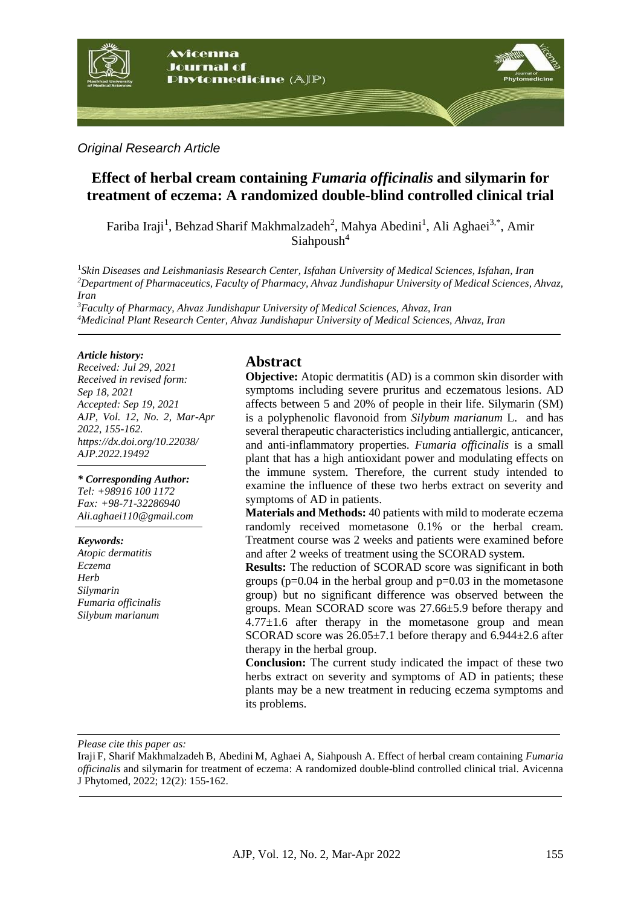*Original Research Article*

# Effect of herbal cream containing *Fumaria officinalis* and silymarin for treatment of eczema: A randomized double-blind controlled clinical trial

Fariba Iraji[1], Behzad Sharif Makhmalzadeh[2], Mahya Abedini[1], Ali Aghaei[3,*], Amir Siahpoush[4]

[1]*Skin Diseases and Leishmaniasis Research Center, Isfahan University of Medical Sciences, Isfahan, Iran*
[2]*Department of Pharmaceutics, Faculty of Pharmacy, Ahvaz Jundishapur University of Medical Sciences, Ahvaz, Iran*
[3]*Faculty of Pharmacy, Ahvaz Jundishapur University of Medical Sciences, Ahvaz, Iran*
[4]*Medicinal Plant Research Center, Ahvaz Jundishapur University of Medical Sciences, Ahvaz, Iran*

***Article history:***
*Received: Jul 29, 2021*
*Received in revised form: Sep 18, 2021*
*Accepted: Sep 19, 2021*
*AJP, Vol. 12, No. 2, Mar-Apr 2022, 155-162.*
*https://dx.doi.org/10.22038/AJP.2022.19492*

***\* Corresponding Author:***
*Tel: +98916 100 1172*
*Fax: +98-71-32286940*
*Ali.aghaei110@gmail.com*

***Keywords:***
*Atopic dermatitis*
*Eczema*
*Herb*
*Silymarin*
*Fumaria officinalis*
*Silybum marianum*

## Abstract

**Objective:** Atopic dermatitis (AD) is a common skin disorder with symptoms including severe pruritus and eczematous lesions. AD affects between 5 and 20% of people in their life. Silymarin (SM) is a polyphenolic flavonoid from *Silybum marianum* L. and has several therapeutic characteristics including antiallergic, anticancer, and anti-inflammatory properties. *Fumaria officinalis* is a small plant that has a high antioxidant power and modulating effects on the immune system. Therefore, the current study intended to examine the influence of these two herbs extract on severity and symptoms of AD in patients.

**Materials and Methods:** 40 patients with mild to moderate eczema randomly received mometasone 0.1% or the herbal cream. Treatment course was 2 weeks and patients were examined before and after 2 weeks of treatment using the SCORAD system.

**Results:** The reduction of SCORAD score was significant in both groups ($p=0.04$ in the herbal group and $p=0.03$ in the mometasone group) but no significant difference was observed between the groups. Mean SCORAD score was $27.66\pm5.9$ before therapy and $4.77\pm1.6$ after therapy in the mometasone group and mean SCORAD score was $26.05\pm7.1$ before therapy and $6.944\pm2.6$ after therapy in the herbal group.

**Conclusion:** The current study indicated the impact of these two herbs extract on severity and symptoms of AD in patients; these plants may be a new treatment in reducing eczema symptoms and its problems.

*Please cite this paper as:*

Iraji F, Sharif Makhmalzadeh B, Abedini M, Aghaei A, Siahpoush A. Effect of herbal cream containing *Fumaria officinalis* and silymarin for treatment of eczema: A randomized double-blind controlled clinical trial. Avicenna J Phytomed, 2022; 12(2): 155-162.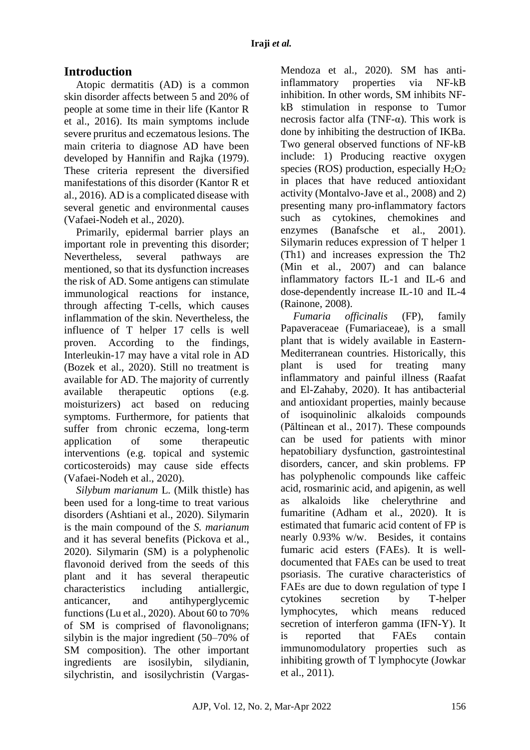## Introduction

Atopic dermatitis (AD) is a common skin disorder affects between 5 and 20% of people at some time in their life (Kantor R et al., 2016). Its main symptoms include severe pruritus and eczematous lesions. The main criteria to diagnose AD have been developed by Hannifin and Rajka (1979). These criteria represent the diversified manifestations of this disorder (Kantor R et al., 2016). AD is a complicated disease with several genetic and environmental causes (Vafaei-Nodeh et al., 2020).

Primarily, epidermal barrier plays an important role in preventing this disorder; Nevertheless, several pathways are mentioned, so that its dysfunction increases the risk of AD. Some antigens can stimulate immunological reactions for instance, through affecting T-cells, which causes inflammation of the skin. Nevertheless, the influence of T helper 17 cells is well proven. According to the findings, Interleukin-17 may have a vital role in AD (Bozek et al., 2020). Still no treatment is available for AD. The majority of currently available therapeutic options (e.g. moisturizers) act based on reducing symptoms. Furthermore, for patients that suffer from chronic eczema, long-term application of some therapeutic interventions (e.g. topical and systemic corticosteroids) may cause side effects (Vafaei-Nodeh et al., 2020).

*Silybum marianum* L. (Milk thistle) has been used for a long-time to treat various disorders (Ashtiani et al., 2020). Silymarin is the main compound of the *S. marianum* and it has several benefits (Pickova et al., 2020). Silymarin (SM) is a polyphenolic flavonoid derived from the seeds of this plant and it has several therapeutic characteristics including antiallergic, anticancer, and antihyperglycemic functions (Lu et al., 2020). About 60 to 70% of SM is comprised of flavonolignans; silybin is the major ingredient (50–70% of SM composition). The other important ingredients are isosilybin, silydianin, silychristin, and isosilychristin (Vargas-Mendoza et al., 2020). SM has anti-inflammatory properties via NF-kB inhibition. In other words, SM inhibits NF-kB stimulation in response to Tumor necrosis factor alfa (TNF-α). This work is done by inhibiting the destruction of IKBa. Two general observed functions of NF-kB include: 1) Producing reactive oxygen species (ROS) production, especially $H_2O_2$ in places that have reduced antioxidant activity (Montalvo-Jave et al., 2008) and 2) presenting many pro-inflammatory factors such as cytokines, chemokines and enzymes (Banafsche et al., 2001). Silymarin reduces expression of T helper 1 (Th1) and increases expression the Th2 (Min et al., 2007) and can balance inflammatory factors IL-1 and IL-6 and dose-dependently increase IL-10 and IL-4 (Rainone, 2008).

*Fumaria officinalis* (FP), family Papaveraceae (Fumariaceae), is a small plant that is widely available in Eastern-Mediterranean countries. Historically, this plant is used for treating many inflammatory and painful illness (Raafat and El-Zahaby, 2020). It has antibacterial and antioxidant properties, mainly because of isoquinolinic alkaloids compounds (Păltinean et al., 2017). These compounds can be used for patients with minor hepatobiliary dysfunction, gastrointestinal disorders, cancer, and skin problems. FP has polyphenolic compounds like caffeic acid, rosmarinic acid, and apigenin, as well as alkaloids like chelerythrine and fumaritine (Adham et al., 2020). It is estimated that fumaric acid content of FP is nearly 0.93% w/w. Besides, it contains fumaric acid esters (FAEs). It is well-documented that FAEs can be used to treat psoriasis. The curative characteristics of FAEs are due to down regulation of type I cytokines secretion by T-helper lymphocytes, which means reduced secretion of interferon gamma (IFN-Y). It is reported that FAEs contain immunomodulatory properties such as inhibiting growth of T lymphocyte (Jowkar et al., 2011).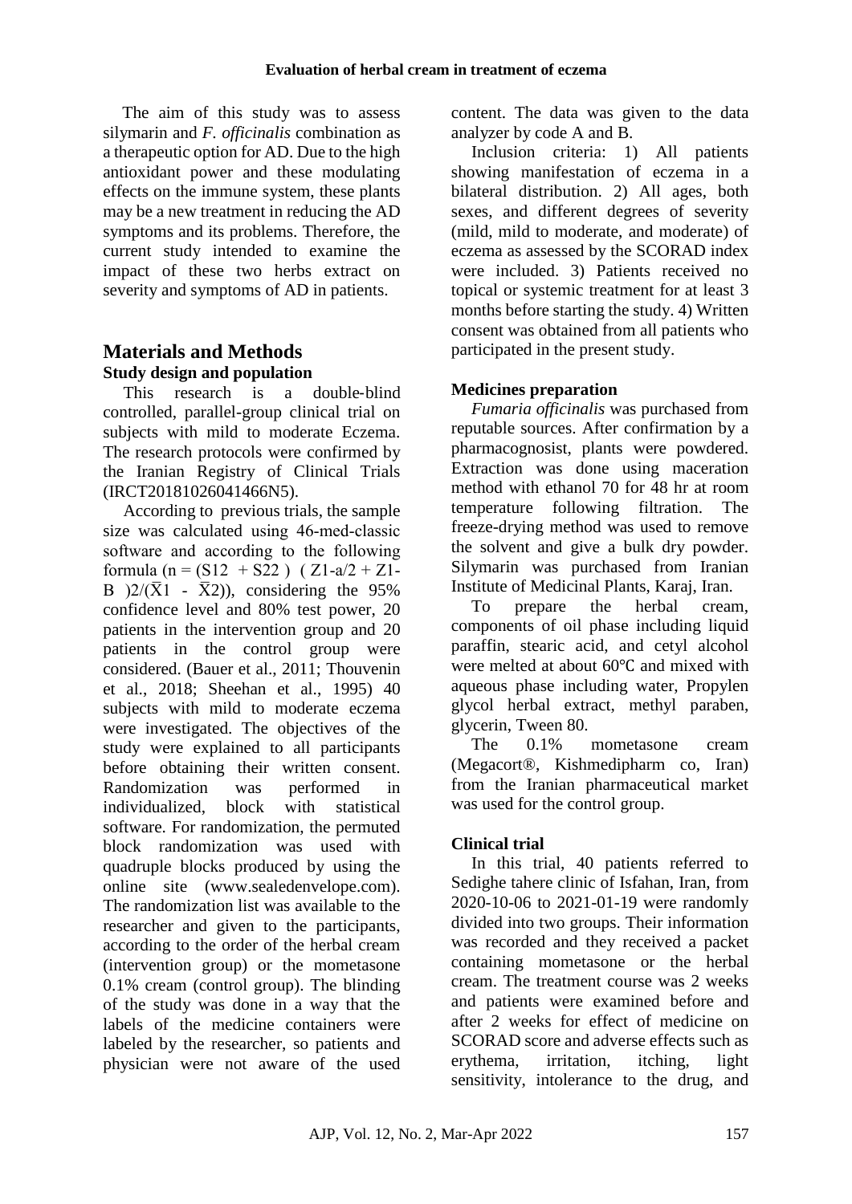The aim of this study was to assess silymarin and *F. officinalis* combination as a therapeutic option for AD. Due to the high antioxidant power and these modulating effects on the immune system, these plants may be a new treatment in reducing the AD symptoms and its problems. Therefore, the current study intended to examine the impact of these two herbs extract on severity and symptoms of AD in patients.

## Materials and Methods

### Study design and population

This research is a double-blind controlled, parallel-group clinical trial on subjects with mild to moderate Eczema. The research protocols were confirmed by the Iranian Registry of Clinical Trials (IRCT20181026041466N5).

According to previous trials, the sample size was calculated using 46-med-classic software and according to the following formula ($n = (S1^2 + S2^2)\ (Z_{1-a/2} + Z_{1-B})^2/(\bar{X}1 - \bar{X}2)$), considering the 95% confidence level and 80% test power, 20 patients in the intervention group and 20 patients in the control group were considered. (Bauer et al., 2011; Thouvenin et al., 2018; Sheehan et al., 1995) 40 subjects with mild to moderate eczema were investigated. The objectives of the study were explained to all participants before obtaining their written consent. Randomization was performed in individualized, block with statistical software. For randomization, the permuted block randomization was used with quadruple blocks produced by using the online site (www.sealedenvelope.com). The randomization list was available to the researcher and given to the participants, according to the order of the herbal cream (intervention group) or the mometasone 0.1% cream (control group). The blinding of the study was done in a way that the labels of the medicine containers were labeled by the researcher, so patients and physician were not aware of the used content. The data was given to the data analyzer by code A and B.

Inclusion criteria: 1) All patients showing manifestation of eczema in a bilateral distribution. 2) All ages, both sexes, and different degrees of severity (mild, mild to moderate, and moderate) of eczema as assessed by the SCORAD index were included. 3) Patients received no topical or systemic treatment for at least 3 months before starting the study. 4) Written consent was obtained from all patients who participated in the present study.

### Medicines preparation

*Fumaria officinalis* was purchased from reputable sources. After confirmation by a pharmacognosist, plants were powdered. Extraction was done using maceration method with ethanol 70 for 48 hr at room temperature following filtration. The freeze-drying method was used to remove the solvent and give a bulk dry powder. Silymarin was purchased from Iranian Institute of Medicinal Plants, Karaj, Iran.

To prepare the herbal cream, components of oil phase including liquid paraffin, stearic acid, and cetyl alcohol were melted at about 60℃ and mixed with aqueous phase including water, Propylen glycol herbal extract, methyl paraben, glycerin, Tween 80.

The 0.1% mometasone cream (Megacort®, Kishmedipharm co, Iran) from the Iranian pharmaceutical market was used for the control group.

### Clinical trial

In this trial, 40 patients referred to Sedighe tahere clinic of Isfahan, Iran, from 2020-10-06 to 2021-01-19 were randomly divided into two groups. Their information was recorded and they received a packet containing mometasone or the herbal cream. The treatment course was 2 weeks and patients were examined before and after 2 weeks for effect of medicine on SCORAD score and adverse effects such as erythema, irritation, itching, light sensitivity, intolerance to the drug, and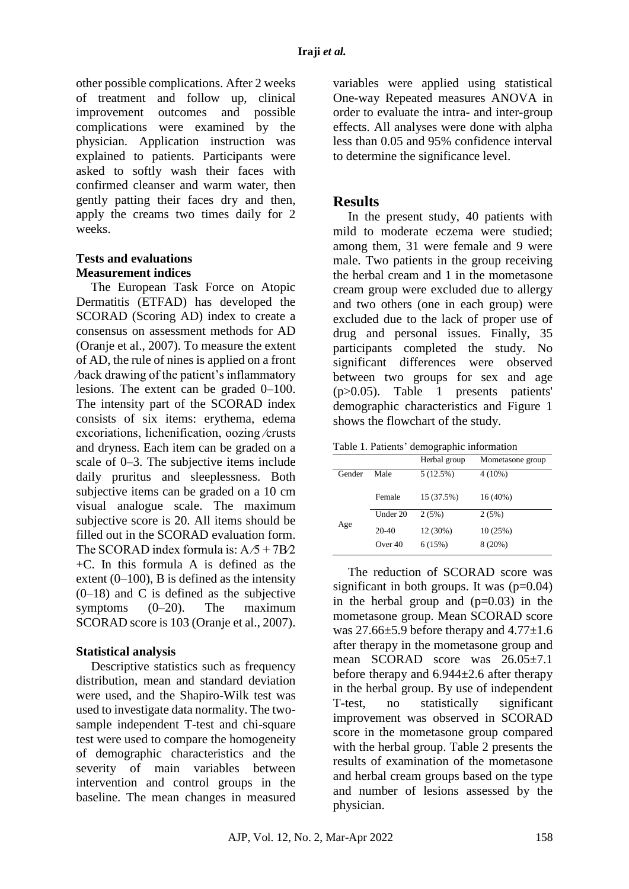other possible complications. After 2 weeks of treatment and follow up, clinical improvement outcomes and possible complications were examined by the physician. Application instruction was explained to patients. Participants were asked to softly wash their faces with confirmed cleanser and warm water, then gently patting their faces dry and then, apply the creams two times daily for 2 weeks.

### Tests and evaluations

### Measurement indices

The European Task Force on Atopic Dermatitis (ETFAD) has developed the SCORAD (Scoring AD) index to create a consensus on assessment methods for AD (Oranje et al., 2007). To measure the extent of AD, the rule of nines is applied on a front ⁄back drawing of the patient's inflammatory lesions. The extent can be graded 0–100. The intensity part of the SCORAD index consists of six items: erythema, edema excoriations, lichenification, oozing ⁄crusts and dryness. Each item can be graded on a scale of 0–3. The subjective items include daily pruritus and sleeplessness. Both subjective items can be graded on a 10 cm visual analogue scale. The maximum subjective score is 20. All items should be filled out in the SCORAD evaluation form. The SCORAD index formula is: $A/5 + 7B/2 + C$. In this formula A is defined as the extent (0–100), B is defined as the intensity (0–18) and C is defined as the subjective symptoms (0–20). The maximum SCORAD score is 103 (Oranje et al., 2007).

### Statistical analysis

Descriptive statistics such as frequency distribution, mean and standard deviation were used, and the Shapiro-Wilk test was used to investigate data normality. The two-sample independent T-test and chi-square test were used to compare the homogeneity of demographic characteristics and the severity of main variables between intervention and control groups in the baseline. The mean changes in measured variables were applied using statistical One-way Repeated measures ANOVA in order to evaluate the intra- and inter-group effects. All analyses were done with alpha less than 0.05 and 95% confidence interval to determine the significance level.

## Results

In the present study, 40 patients with mild to moderate eczema were studied; among them, 31 were female and 9 were male. Two patients in the group receiving the herbal cream and 1 in the mometasone cream group were excluded due to allergy and two others (one in each group) were excluded due to the lack of proper use of drug and personal issues. Finally, 35 participants completed the study. No significant differences were observed between two groups for sex and age ($p>0.05$). Table 1 presents patients' demographic characteristics and Figure 1 shows the flowchart of the study.

Table 1. Patients' demographic information

| | | Herbal group | Mometasone group |
|---|---|---|---|
| Gender | Male | 5 (12.5%) | 4 (10%) |
| | Female | 15 (37.5%) | 16 (40%) |
| Age | Under 20 | 2 (5%) | 2 (5%) |
| | 20-40 | 12 (30%) | 10 (25%) |
| | Over 40 | 6 (15%) | 8 (20%) |

The reduction of SCORAD score was significant in both groups. It was ($p=0.04$) in the herbal group and ($p=0.03$) in the mometasone group. Mean SCORAD score was 27.66±5.9 before therapy and 4.77±1.6 after therapy in the mometasone group and mean SCORAD score was 26.05±7.1 before therapy and 6.944±2.6 after therapy in the herbal group. By use of independent T-test, no statistically significant improvement was observed in SCORAD score in the mometasone group compared with the herbal group. Table 2 presents the results of examination of the mometasone and herbal cream groups based on the type and number of lesions assessed by the physician.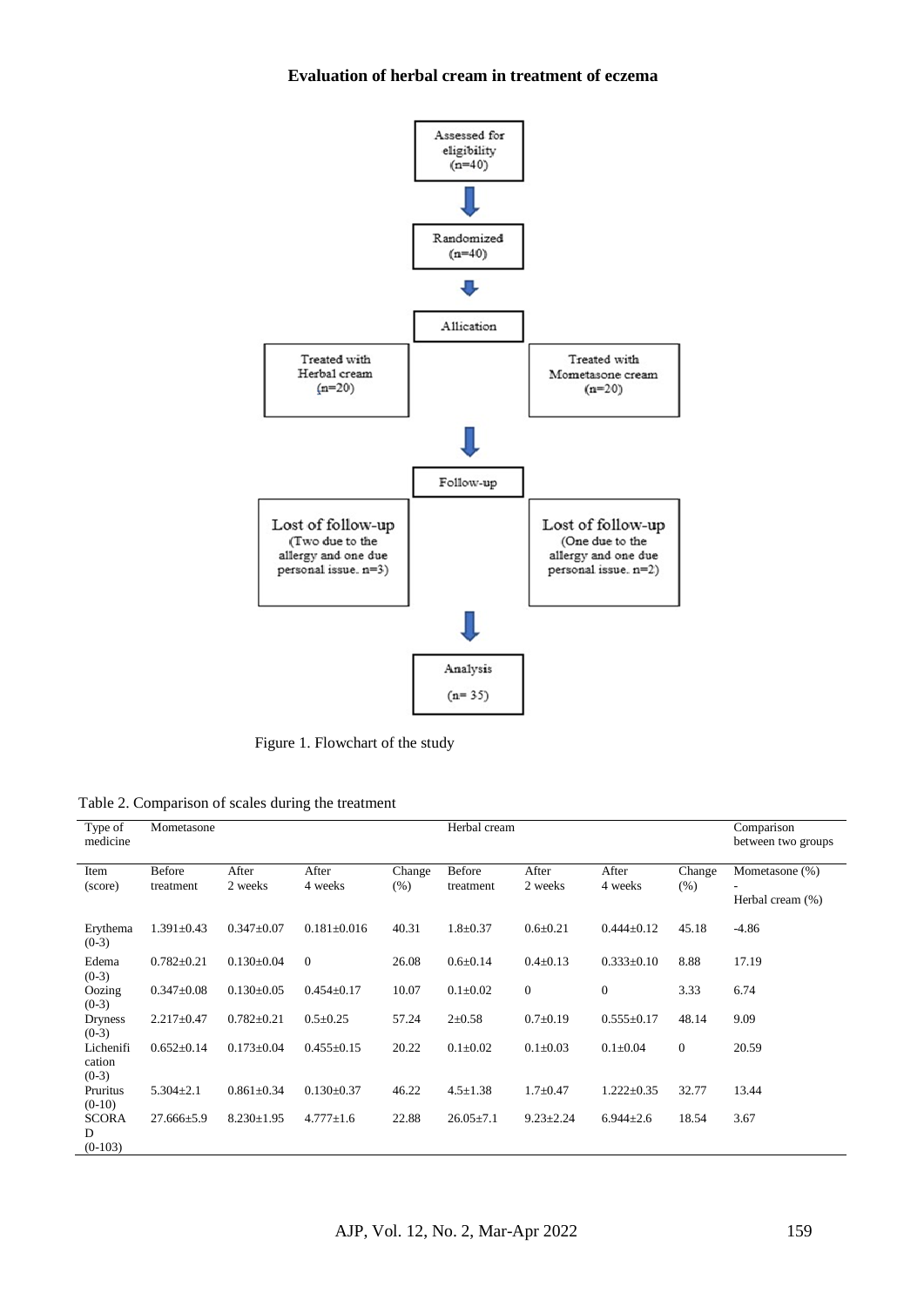Assessed for eligibility (n=40)

Randomized (n=40)

Allication

| Treated with Herbal cream (n=20) | Treated with Mometasone cream (n=20) |
|---|---|

Follow-up

| Lost of follow-up (Two due to the allergy and one due personal issue. n=3) | Lost of follow-up (One due to the allergy and one due personal issue. n=2) |
|---|---|

Analysis (n= 35)

Figure 1. Flowchart of the study

Table 2. Comparison of scales during the treatment

| Type of medicine | Mometasone | | | | Herbal cream | | | | Comparison between two groups |
|---|---|---|---|---|---|---|---|---|---|
| Item (score) | Before treatment | After 2 weeks | After 4 weeks | Change (%) | Before treatment | After 2 weeks | After 4 weeks | Change (%) | Mometasone (%) - Herbal cream (%) |
| Erythema (0-3) | 1.391±0.43 | 0.347±0.07 | 0.181±0.016 | 40.31 | 1.8±0.37 | 0.6±0.21 | 0.444±0.12 | 45.18 | -4.86 |
| Edema (0-3) | 0.782±0.21 | 0.130±0.04 | 0 | 26.08 | 0.6±0.14 | 0.4±0.13 | 0.333±0.10 | 8.88 | 17.19 |
| Oozing (0-3) | 0.347±0.08 | 0.130±0.05 | 0.454±0.17 | 10.07 | 0.1±0.02 | 0 | 0 | 3.33 | 6.74 |
| Dryness (0-3) | 2.217±0.47 | 0.782±0.21 | 0.5±0.25 | 57.24 | 2±0.58 | 0.7±0.19 | 0.555±0.17 | 48.14 | 9.09 |
| Lichenification (0-3) | 0.652±0.14 | 0.173±0.04 | 0.455±0.15 | 20.22 | 0.1±0.02 | 0.1±0.03 | 0.1±0.04 | 0 | 20.59 |
| Pruritus (0-10) | 5.304±2.1 | 0.861±0.34 | 0.130±0.37 | 46.22 | 4.5±1.38 | 1.7±0.47 | 1.222±0.35 | 32.77 | 13.44 |
| SCORAD (0-103) | 27.666±5.9 | 8.230±1.95 | 4.777±1.6 | 22.88 | 26.05±7.1 | 9.23±2.24 | 6.944±2.6 | 18.54 | 3.67 |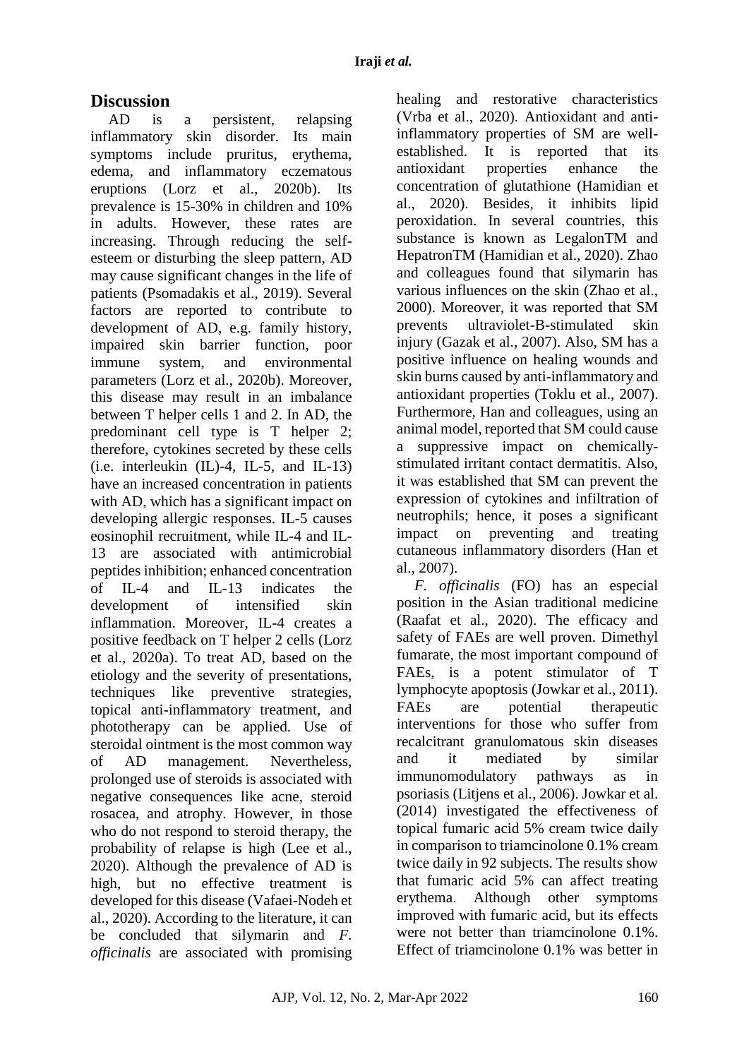## Discussion

AD is a persistent, relapsing inflammatory skin disorder. Its main symptoms include pruritus, erythema, edema, and inflammatory eczematous eruptions (Lorz et al., 2020b). Its prevalence is 15-30% in children and 10% in adults. However, these rates are increasing. Through reducing the self-esteem or disturbing the sleep pattern, AD may cause significant changes in the life of patients (Psomadakis et al., 2019). Several factors are reported to contribute to development of AD, e.g. family history, impaired skin barrier function, poor immune system, and environmental parameters (Lorz et al., 2020b). Moreover, this disease may result in an imbalance between T helper cells 1 and 2. In AD, the predominant cell type is T helper 2; therefore, cytokines secreted by these cells (i.e. interleukin (IL)-4, IL-5, and IL-13) have an increased concentration in patients with AD, which has a significant impact on developing allergic responses. IL-5 causes eosinophil recruitment, while IL-4 and IL-13 are associated with antimicrobial peptides inhibition; enhanced concentration of IL-4 and IL-13 indicates the development of intensified skin inflammation. Moreover, IL-4 creates a positive feedback on T helper 2 cells (Lorz et al., 2020a). To treat AD, based on the etiology and the severity of presentations, techniques like preventive strategies, topical anti-inflammatory treatment, and phototherapy can be applied. Use of steroidal ointment is the most common way of AD management. Nevertheless, prolonged use of steroids is associated with negative consequences like acne, steroid rosacea, and atrophy. However, in those who do not respond to steroid therapy, the probability of relapse is high (Lee et al., 2020). Although the prevalence of AD is high, but no effective treatment is developed for this disease (Vafaei-Nodeh et al., 2020). According to the literature, it can be concluded that silymarin and *F. officinalis* are associated with promising healing and restorative characteristics (Vrba et al., 2020). Antioxidant and anti-inflammatory properties of SM are well-established. It is reported that its antioxidant properties enhance the concentration of glutathione (Hamidian et al., 2020). Besides, it inhibits lipid peroxidation. In several countries, this substance is known as LegalonTM and HepatronTM (Hamidian et al., 2020). Zhao and colleagues found that silymarin has various influences on the skin (Zhao et al., 2000). Moreover, it was reported that SM prevents ultraviolet-B-stimulated skin injury (Gazak et al., 2007). Also, SM has a positive influence on healing wounds and skin burns caused by anti-inflammatory and antioxidant properties (Toklu et al., 2007). Furthermore, Han and colleagues, using an animal model, reported that SM could cause a suppressive impact on chemically-stimulated irritant contact dermatitis. Also, it was established that SM can prevent the expression of cytokines and infiltration of neutrophils; hence, it poses a significant impact on preventing and treating cutaneous inflammatory disorders (Han et al., 2007).

*F. officinalis* (FO) has an especial position in the Asian traditional medicine (Raafat et al., 2020). The efficacy and safety of FAEs are well proven. Dimethyl fumarate, the most important compound of FAEs, is a potent stimulator of T lymphocyte apoptosis (Jowkar et al., 2011). FAEs are potential therapeutic interventions for those who suffer from recalcitrant granulomatous skin diseases and it mediated by similar immunomodulatory pathways as in psoriasis (Litjens et al., 2006). Jowkar et al. (2014) investigated the effectiveness of topical fumaric acid 5% cream twice daily in comparison to triamcinolone 0.1% cream twice daily in 92 subjects. The results show that fumaric acid 5% can affect treating erythema. Although other symptoms improved with fumaric acid, but its effects were not better than triamcinolone 0.1%. Effect of triamcinolone 0.1% was better in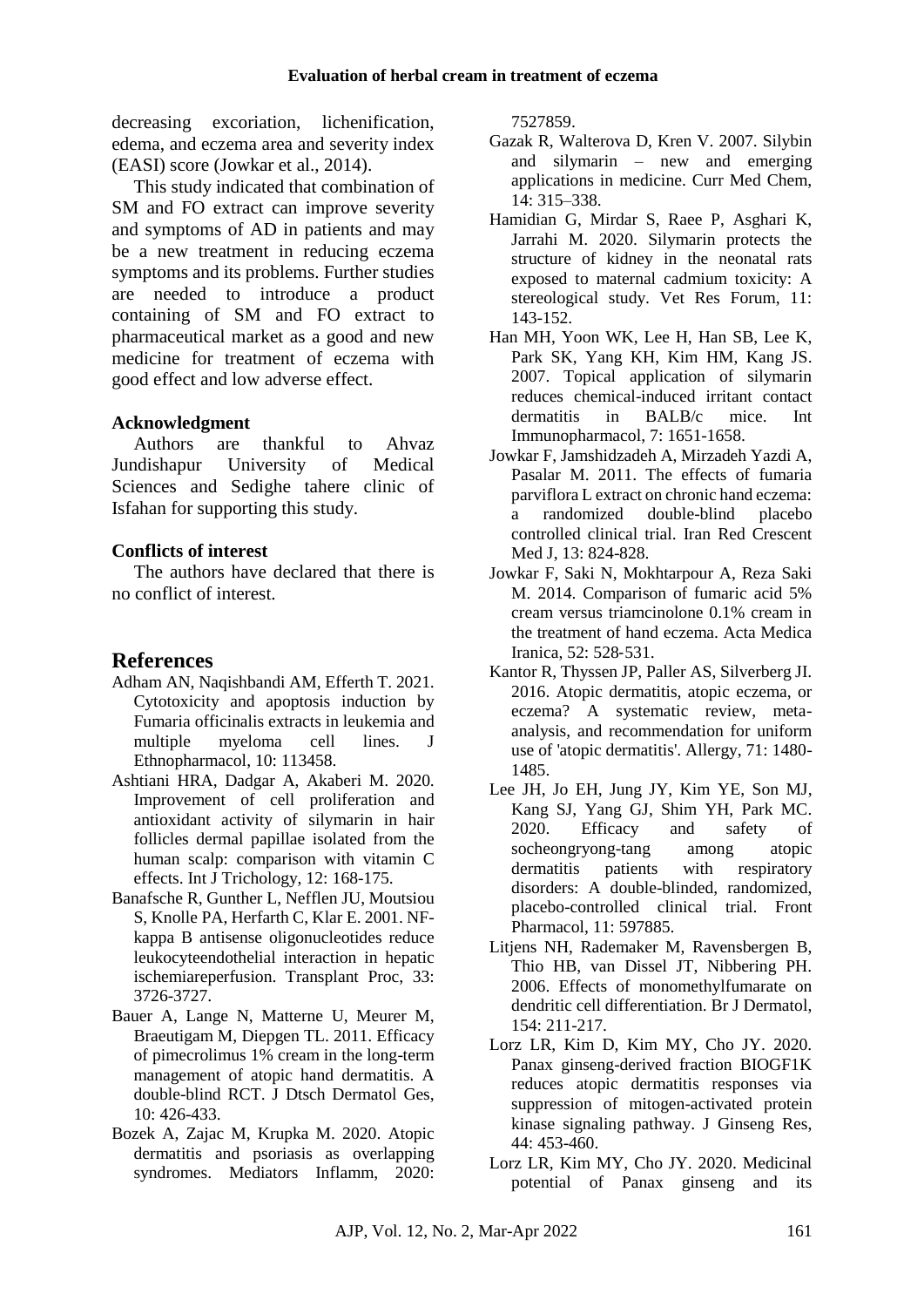decreasing excoriation, lichenification, edema, and eczema area and severity index (EASI) score (Jowkar et al., 2014).

This study indicated that combination of SM and FO extract can improve severity and symptoms of AD in patients and may be a new treatment in reducing eczema symptoms and its problems. Further studies are needed to introduce a product containing of SM and FO extract to pharmaceutical market as a good and new medicine for treatment of eczema with good effect and low adverse effect.

### Acknowledgment

Authors are thankful to Ahvaz Jundishapur University of Medical Sciences and Sedighe tahere clinic of Isfahan for supporting this study.

### Conflicts of interest

The authors have declared that there is no conflict of interest.

## References

Adham AN, Naqishbandi AM, Efferth T. 2021. Cytotoxicity and apoptosis induction by Fumaria officinalis extracts in leukemia and multiple myeloma cell lines. J Ethnopharmacol, 10: 113458.

Ashtiani HRA, Dadgar A, Akaberi M. 2020. Improvement of cell proliferation and antioxidant activity of silymarin in hair follicles dermal papillae isolated from the human scalp: comparison with vitamin C effects. Int J Trichology, 12: 168-175.

Banafsche R, Gunther L, Nefflen JU, Moutsiou S, Knolle PA, Herfarth C, Klar E. 2001. NF-kappa B antisense oligonucleotides reduce leukocyteendothelial interaction in hepatic ischemiareperfusion. Transplant Proc, 33: 3726-3727.

Bauer A, Lange N, Matterne U, Meurer M, Braeutigam M, Diepgen TL. 2011. Efficacy of pimecrolimus 1% cream in the long-term management of atopic hand dermatitis. A double-blind RCT. J Dtsch Dermatol Ges, 10: 426-433.

Bozek A, Zajac M, Krupka M. 2020. Atopic dermatitis and psoriasis as overlapping syndromes. Mediators Inflamm, 2020: 7527859.

Gazak R, Walterova D, Kren V. 2007. Silybin and silymarin – new and emerging applications in medicine. Curr Med Chem, 14: 315–338.

Hamidian G, Mirdar S, Raee P, Asghari K, Jarrahi M. 2020. Silymarin protects the structure of kidney in the neonatal rats exposed to maternal cadmium toxicity: A stereological study. Vet Res Forum, 11: 143-152.

Han MH, Yoon WK, Lee H, Han SB, Lee K, Park SK, Yang KH, Kim HM, Kang JS. 2007. Topical application of silymarin reduces chemical-induced irritant contact dermatitis in BALB/c mice. Int Immunopharmacol, 7: 1651-1658.

Jowkar F, Jamshidzadeh A, Mirzadeh Yazdi A, Pasalar M. 2011. The effects of fumaria parviflora L extract on chronic hand eczema: a randomized double-blind placebo controlled clinical trial. Iran Red Crescent Med J, 13: 824-828.

Jowkar F, Saki N, Mokhtarpour A, Reza Saki M. 2014. Comparison of fumaric acid 5% cream versus triamcinolone 0.1% cream in the treatment of hand eczema. Acta Medica Iranica, 52: 528-531.

Kantor R, Thyssen JP, Paller AS, Silverberg JI. 2016. Atopic dermatitis, atopic eczema, or eczema? A systematic review, meta-analysis, and recommendation for uniform use of 'atopic dermatitis'. Allergy, 71: 1480-1485.

Lee JH, Jo EH, Jung JY, Kim YE, Son MJ, Kang SJ, Yang GJ, Shim YH, Park MC. 2020. Efficacy and safety of socheongryong-tang among atopic dermatitis patients with respiratory disorders: A double-blinded, randomized, placebo-controlled clinical trial. Front Pharmacol, 11: 597885.

Litjens NH, Rademaker M, Ravensbergen B, Thio HB, van Dissel JT, Nibbering PH. 2006. Effects of monomethylfumarate on dendritic cell differentiation. Br J Dermatol, 154: 211-217.

Lorz LR, Kim D, Kim MY, Cho JY. 2020. Panax ginseng-derived fraction BIOGF1K reduces atopic dermatitis responses via suppression of mitogen-activated protein kinase signaling pathway. J Ginseng Res, 44: 453-460.

Lorz LR, Kim MY, Cho JY. 2020. Medicinal potential of Panax ginseng and its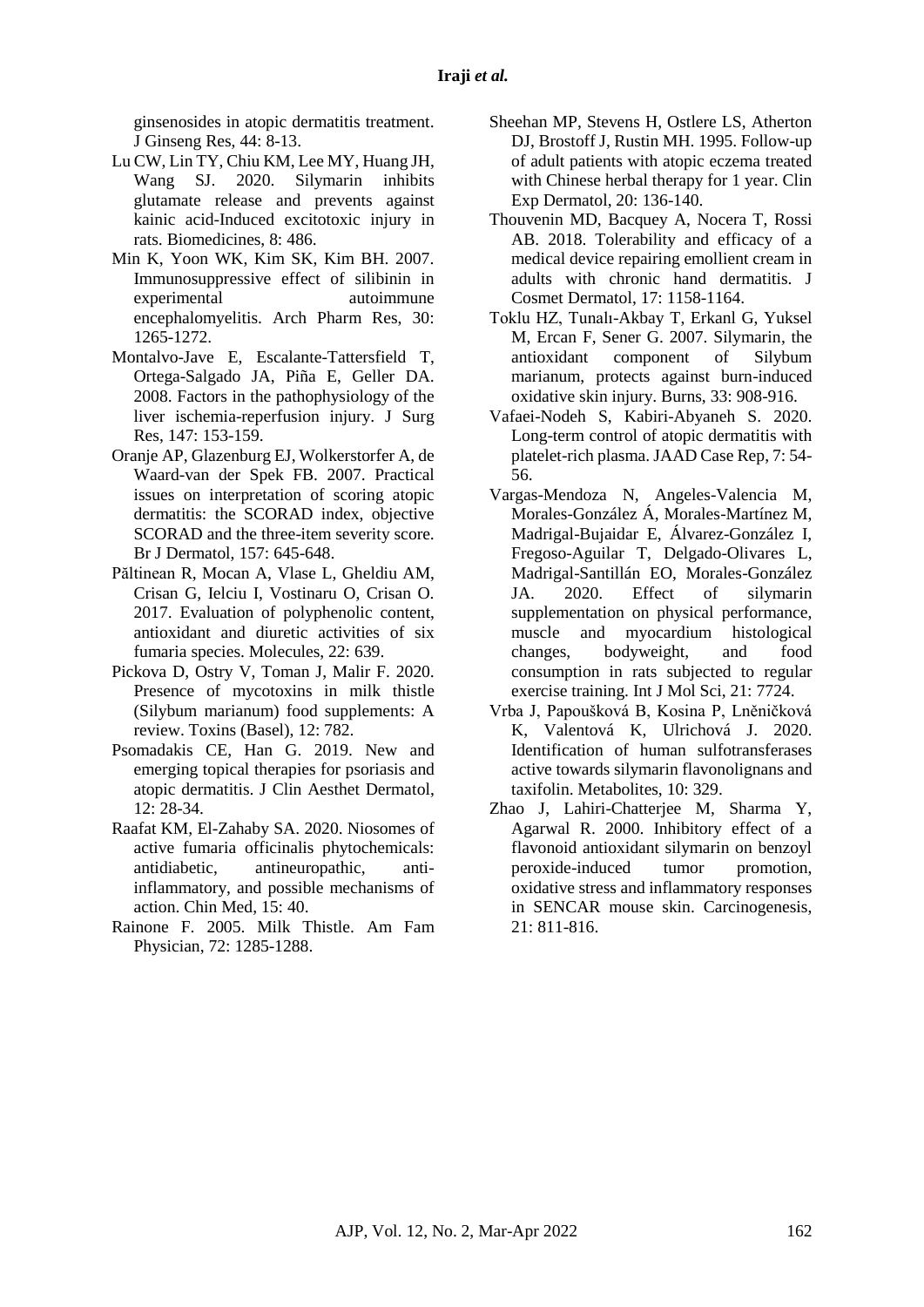ginsenosides in atopic dermatitis treatment. J Ginseng Res, 44: 8-13.

Lu CW, Lin TY, Chiu KM, Lee MY, Huang JH, Wang SJ. 2020. Silymarin inhibits glutamate release and prevents against kainic acid-Induced excitotoxic injury in rats. Biomedicines, 8: 486.

Min K, Yoon WK, Kim SK, Kim BH. 2007. Immunosuppressive effect of silibinin in experimental autoimmune encephalomyelitis. Arch Pharm Res, 30: 1265-1272.

Montalvo-Jave E, Escalante-Tattersfield T, Ortega-Salgado JA, Piña E, Geller DA. 2008. Factors in the pathophysiology of the liver ischemia-reperfusion injury. J Surg Res, 147: 153-159.

Oranje AP, Glazenburg EJ, Wolkerstorfer A, de Waard-van der Spek FB. 2007. Practical issues on interpretation of scoring atopic dermatitis: the SCORAD index, objective SCORAD and the three-item severity score. Br J Dermatol, 157: 645-648.

Păltinean R, Mocan A, Vlase L, Gheldiu AM, Crisan G, Ielciu I, Vostinaru O, Crisan O. 2017. Evaluation of polyphenolic content, antioxidant and diuretic activities of six fumaria species. Molecules, 22: 639.

Pickova D, Ostry V, Toman J, Malir F. 2020. Presence of mycotoxins in milk thistle (Silybum marianum) food supplements: A review. Toxins (Basel), 12: 782.

Psomadakis CE, Han G. 2019. New and emerging topical therapies for psoriasis and atopic dermatitis. J Clin Aesthet Dermatol, 12: 28-34.

Raafat KM, El-Zahaby SA. 2020. Niosomes of active fumaria officinalis phytochemicals: antidiabetic, antineuropathic, anti-inflammatory, and possible mechanisms of action. Chin Med, 15: 40.

Rainone F. 2005. Milk Thistle. Am Fam Physician, 72: 1285-1288.

Sheehan MP, Stevens H, Ostlere LS, Atherton DJ, Brostoff J, Rustin MH. 1995. Follow-up of adult patients with atopic eczema treated with Chinese herbal therapy for 1 year. Clin Exp Dermatol, 20: 136-140.

Thouvenin MD, Bacquey A, Nocera T, Rossi AB. 2018. Tolerability and efficacy of a medical device repairing emollient cream in adults with chronic hand dermatitis. J Cosmet Dermatol, 17: 1158-1164.

Toklu HZ, Tunalı-Akbay T, Erkanl G, Yuksel M, Ercan F, Sener G. 2007. Silymarin, the antioxidant component of Silybum marianum, protects against burn-induced oxidative skin injury. Burns, 33: 908-916.

Vafaei-Nodeh S, Kabiri-Abyaneh S. 2020. Long-term control of atopic dermatitis with platelet-rich plasma. JAAD Case Rep, 7: 54-56.

Vargas-Mendoza N, Angeles-Valencia M, Morales-González Á, Morales-Martínez M, Madrigal-Bujaidar E, Álvarez-González I, Fregoso-Aguilar T, Delgado-Olivares L, Madrigal-Santillán EO, Morales-González JA. 2020. Effect of silymarin supplementation on physical performance, muscle and myocardium histological changes, bodyweight, and food consumption in rats subjected to regular exercise training. Int J Mol Sci, 21: 7724.

Vrba J, Papoušková B, Kosina P, Lněničková K, Valentová K, Ulrichová J. 2020. Identification of human sulfotransferases active towards silymarin flavonolignans and taxifolin. Metabolites, 10: 329.

Zhao J, Lahiri-Chatterjee M, Sharma Y, Agarwal R. 2000. Inhibitory effect of a flavonoid antioxidant silymarin on benzoyl peroxide-induced tumor promotion, oxidative stress and inflammatory responses in SENCAR mouse skin. Carcinogenesis, 21: 811-816.